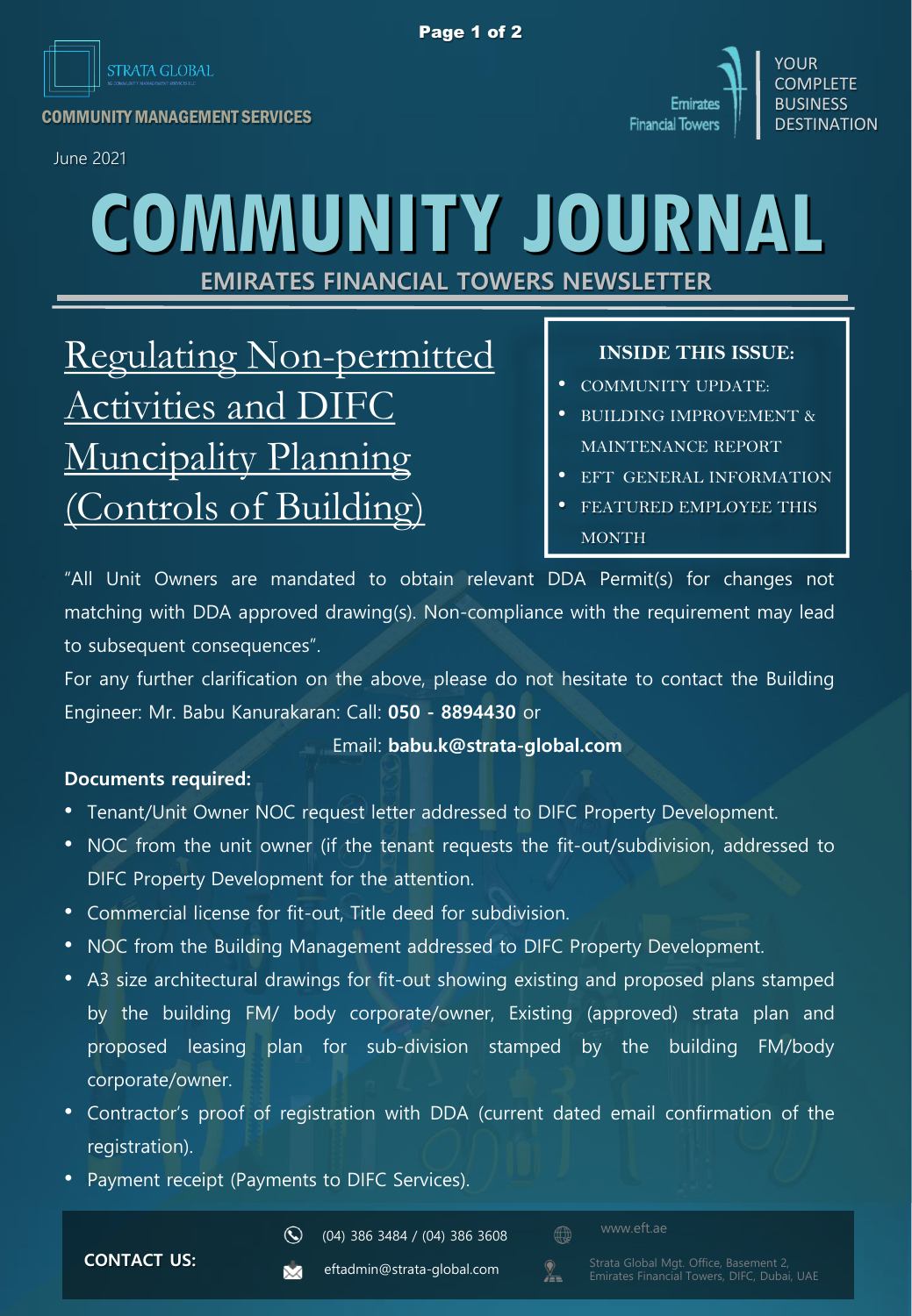STRATA GLOBAL

COMMUNITY MANAGEMENT SERVICES

Emirates Financial Towers

YOUR COMPLETE BUSINESS DESTINATION

June 2021

# COMMUNITY JOURNAL

## EMIRATES FINANCIAL TOWERS NEWSLETTER

**INSIDE THIS ISSUE:**

- COMMUNITY UPDATE:
- BUILDING IMPROVEMENT & MAINTENANCE REPORT
- EFT GENERAL INFORMATION
- FEATURED EMPLOYEE THIS MONTH

## Regulating Non-permitted Activities and DIFC Muncipality Planning (Controls of Building)

"All Unit Owners are mandated to obtain relevant DDA Permit(s) for changes not matching with DDA approved drawing(s). Non-compliance with the requirement may lead to subsequent consequences".

For any further clarification on the above, please do not hesitate to contact the Building Engineer: Mr. Babu Kanurakaran: Call: **050 - 8894430** or

Email: **babu.k@strata-global.com**

**Documents required:**

- Tenant/Unit Owner NOC request letter addressed to DIFC Property Development.
- NOC from the unit owner (if the tenant requests the fit-out/subdivision, addressed to DIFC Property Development for the attention.
- Commercial license for fit-out, Title deed for subdivision.
- NOC from the Building Management addressed to DIFC Property Development.
- A3 size architectural drawings for fit-out showing existing and proposed plans stamped by the building FM/ body corporate/owner, Existing (approved) strata plan and proposed leasing plan for sub-division stamped by the building FM/body corporate/owner.
- Contractor's proof of registration with DDA (current dated email confirmation of the registration).
- Payment receipt (Payments to DIFC Services).

**CONTACT US:**

(04) 386 3484 / (04) 386 3608

eftadmin@strata-global.com

www.eft.ae

Strata Global Mgt. Office, Basement 2, Emirates Financial Towers, DIFC, Dubai, UAE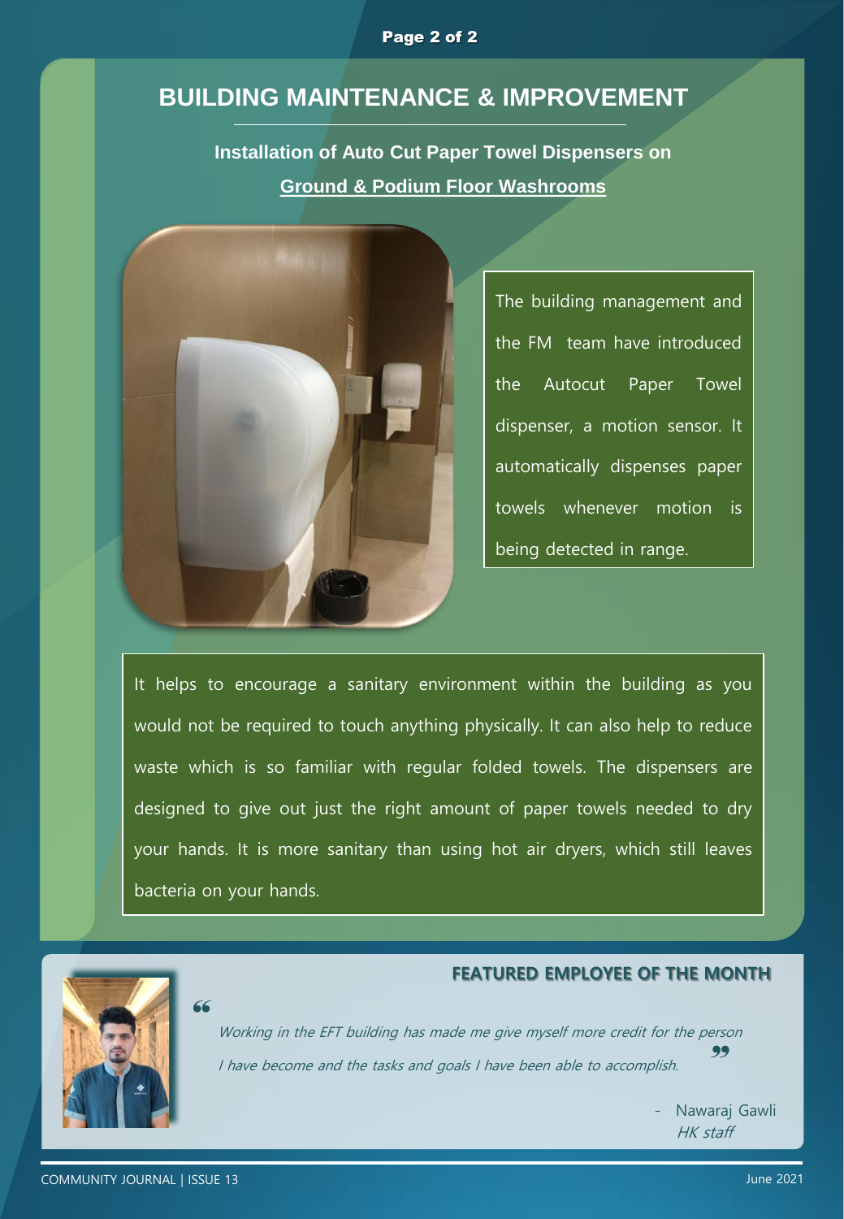## BUILDING MAINTENANCE & IMPROVEMENT

### Installation of Auto Cut Paper Towel Dispensers on Ground & Podium Floor Washrooms

The building management and the FM team have introduced the Autocut Paper Towel dispenser, a motion sensor. It automatically dispenses paper towels whenever motion is being detected in range.

It helps to encourage a sanitary environment within the building as you would not be required to touch anything physically. It can also help to reduce waste which is so familiar with regular folded towels. The dispensers are designed to give out just the right amount of paper towels needed to dry your hands. It is more sanitary than using hot air dryers, which still leaves bacteria on your hands.

### FEATURED EMPLOYEE OF THE MONTH

*"Working in the EFT building has made me give myself more credit for the person I have become and the tasks and goals I have been able to accomplish."*

- Nawaraj Gawli
  *HK staff*